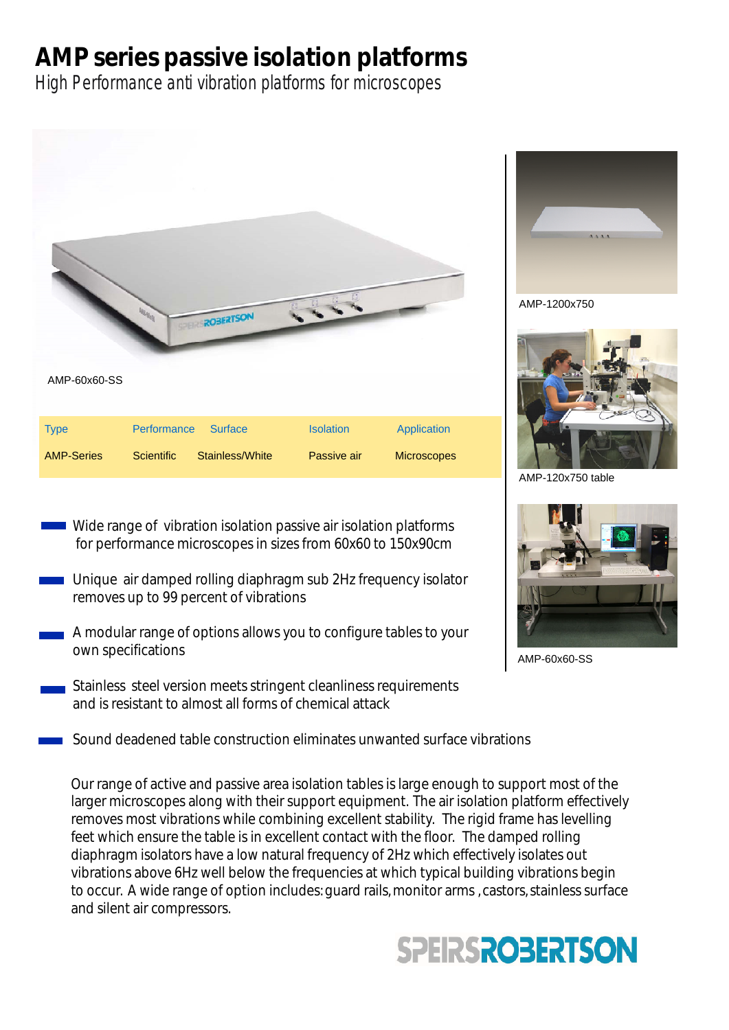# AMP series passive isolation platforms

High Performance anti vibration platforms for microscopes

AMP-60x60-SS

| Type | Performance | Surface | Isolation | Application |
|---|---|---|---|---|
| AMP-Series | Scientific | Stainless/White | Passive air | Microscopes |

AMP-1200x750

AMP-120x750 table

AMP-60x60-SS

- Wide range of vibration isolation passive air isolation platforms for performance microscopes in sizes from 60x60 to 150x90cm
- Unique air damped rolling diaphragm sub 2Hz frequency isolator removes up to 99 percent of vibrations
- A modular range of options allows you to configure tables to your own specifications
- Stainless steel version meets stringent cleanliness requirements and is resistant to almost all forms of chemical attack
- Sound deadened table construction eliminates unwanted surface vibrations

Our range of active and passive area isolation tables is large enough to support most of the larger microscopes along with their support equipment. The air isolation platform effectively removes most vibrations while combining excellent stability. The rigid frame has levelling feet which ensure the table is in excellent contact with the floor. The damped rolling diaphragm isolators have a low natural frequency of 2Hz which effectively isolates out vibrations above 6Hz well below the frequencies at which typical building vibrations begin to occur. A wide range of option includes: guard rails, monitor arms , castors, stainless surface and silent air compressors.

SPEIRSROBERTSON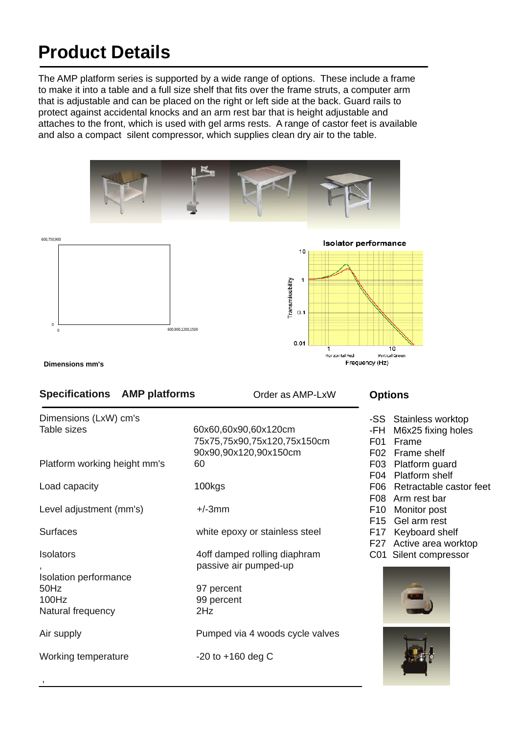# Product Details

The AMP platform series is supported by a wide range of options. These include a frame to make it into a table and a full size shelf that fits over the frame struts, a computer arm that is adjustable and can be placed on the right or left side at the back. Guard rails to protect against accidental knocks and an arm rest bar that is height adjustable and attaches to the front, which is used with gel arms rests. A range of castor feet is available and also a compact silent compressor, which supplies clean dry air to the table.

600,750,900

0

0

600,900,1200,1500

Dimensions mm's

Isolator performance

10

1

0.1

0.01

Transmissibility

1

10

Horizontal Red

Vertical Green

Frequency (Hz)

## Specifications AMP platforms

Order as AMP-LxW

| | |
|---|---|
| Dimensions (LxW) cm's | |
| Table sizes | 60x60,60x90,60x120cm<br>75x75,75x90,75x120,75x150cm<br>90x90,90x120,90x150cm |
| Platform working height mm's | 60 |
| Load capacity | 100kgs |
| Level adjustment (mm's) | +/-3mm |
| Surfaces | white epoxy or stainless steel |
| Isolators | 4off damped rolling diaphram<br>passive air pumped-up |
| Isolation performance | |
| 50Hz | 97 percent |
| 100Hz | 99 percent |
| Natural frequency | 2Hz |
| Air supply | Pumped via 4 woods cycle valves |
| Working temperature | -20 to +160 deg C |

## Options

- -SS Stainless worktop
- -FH M6x25 fixing holes
- F01 Frame
- F02 Frame shelf
- F03 Platform guard
- F04 Platform shelf
- F06 Retractable castor feet
- F08 Arm rest bar
- F10 Monitor post
- F15 Gel arm rest
- F17 Keyboard shelf
- F27 Active area worktop
- C01 Silent compressor